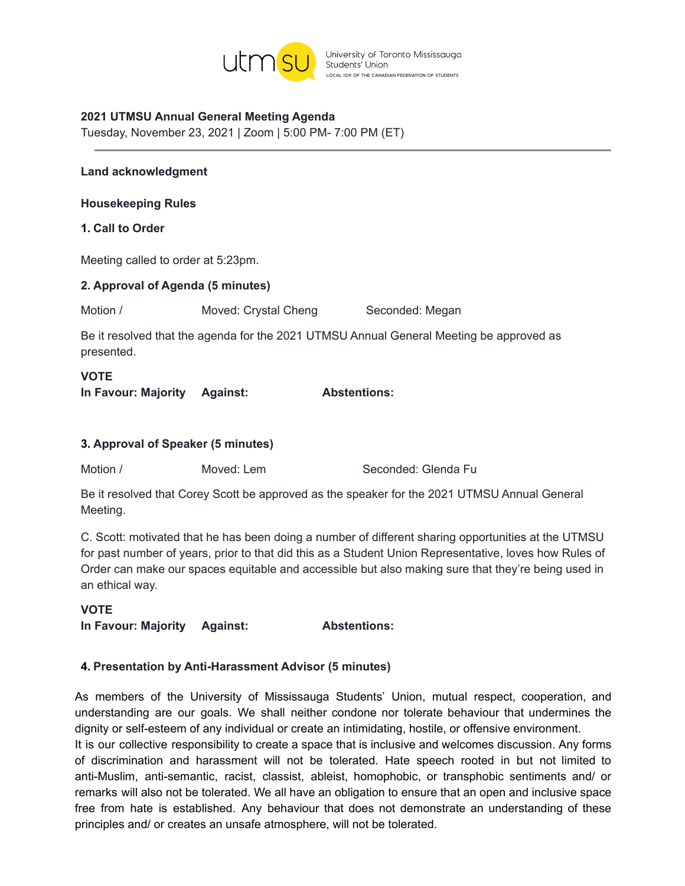utmsu University of Toronto Mississauga Students' Union LOCAL 109 OF THE CANADIAN FEDERATION OF STUDENTS

**2021 UTMSU Annual General Meeting Agenda**
Tuesday, November 23, 2021 | Zoom | 5:00 PM- 7:00 PM (ET)

---

**Land acknowledgment**

**Housekeeping Rules**

**1. Call to Order**

Meeting called to order at 5:23pm.

**2. Approval of Agenda (5 minutes)**

Motion / Moved: Crystal Cheng Seconded: Megan

Be it resolved that the agenda for the 2021 UTMSU Annual General Meeting be approved as presented.

**VOTE**
**In Favour: Majority Against: Abstentions:**

**3. Approval of Speaker (5 minutes)**

Motion / Moved: Lem Seconded: Glenda Fu

Be it resolved that Corey Scott be approved as the speaker for the 2021 UTMSU Annual General Meeting.

C. Scott: motivated that he has been doing a number of different sharing opportunities at the UTMSU for past number of years, prior to that did this as a Student Union Representative, loves how Rules of Order can make our spaces equitable and accessible but also making sure that they're being used in an ethical way.

**VOTE**
**In Favour: Majority Against: Abstentions:**

**4. Presentation by Anti-Harassment Advisor (5 minutes)**

As members of the University of Mississauga Students' Union, mutual respect, cooperation, and understanding are our goals. We shall neither condone nor tolerate behaviour that undermines the dignity or self-esteem of any individual or create an intimidating, hostile, or offensive environment.
It is our collective responsibility to create a space that is inclusive and welcomes discussion. Any forms of discrimination and harassment will not be tolerated. Hate speech rooted in but not limited to anti-Muslim, anti-semantic, racist, classist, ableist, homophobic, or transphobic sentiments and/ or remarks will also not be tolerated. We all have an obligation to ensure that an open and inclusive space free from hate is established. Any behaviour that does not demonstrate an understanding of these principles and/ or creates an unsafe atmosphere, will not be tolerated.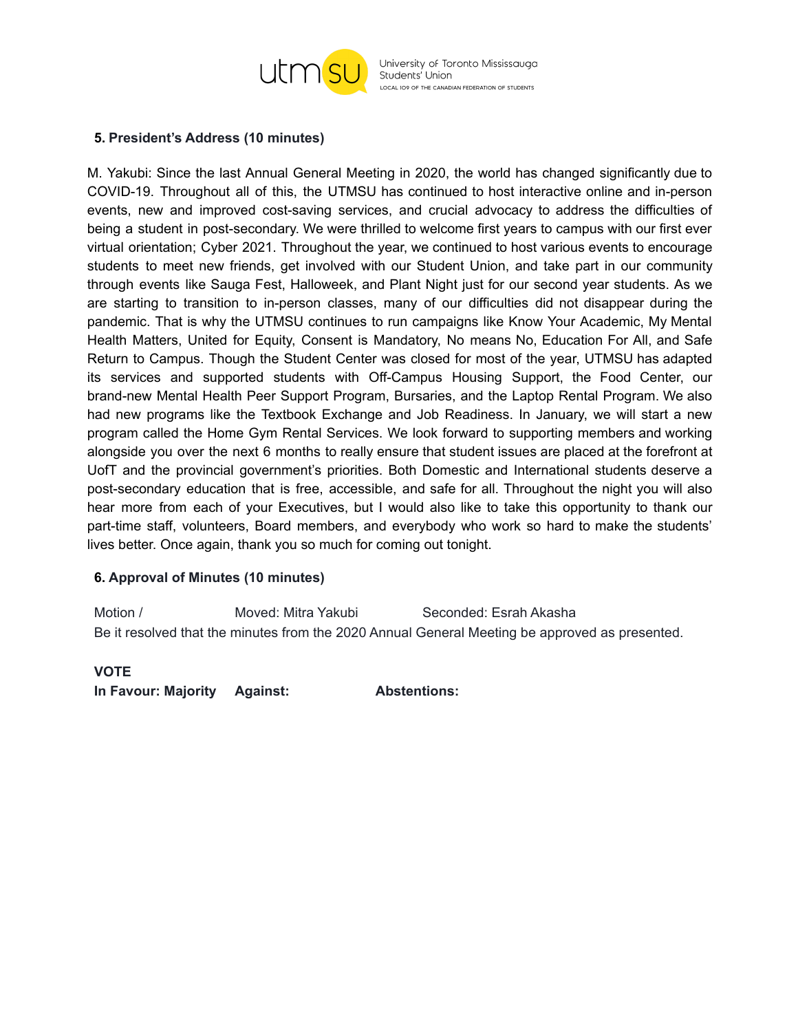## 5. President's Address (10 minutes)

M. Yakubi: Since the last Annual General Meeting in 2020, the world has changed significantly due to COVID-19. Throughout all of this, the UTMSU has continued to host interactive online and in-person events, new and improved cost-saving services, and crucial advocacy to address the difficulties of being a student in post-secondary. We were thrilled to welcome first years to campus with our first ever virtual orientation; Cyber 2021. Throughout the year, we continued to host various events to encourage students to meet new friends, get involved with our Student Union, and take part in our community through events like Sauga Fest, Halloweek, and Plant Night just for our second year students. As we are starting to transition to in-person classes, many of our difficulties did not disappear during the pandemic. That is why the UTMSU continues to run campaigns like Know Your Academic, My Mental Health Matters, United for Equity, Consent is Mandatory, No means No, Education For All, and Safe Return to Campus. Though the Student Center was closed for most of the year, UTMSU has adapted its services and supported students with Off-Campus Housing Support, the Food Center, our brand-new Mental Health Peer Support Program, Bursaries, and the Laptop Rental Program. We also had new programs like the Textbook Exchange and Job Readiness. In January, we will start a new program called the Home Gym Rental Services. We look forward to supporting members and working alongside you over the next 6 months to really ensure that student issues are placed at the forefront at UofT and the provincial government's priorities. Both Domestic and International students deserve a post-secondary education that is free, accessible, and safe for all. Throughout the night you will also hear more from each of your Executives, but I would also like to take this opportunity to thank our part-time staff, volunteers, Board members, and everybody who work so hard to make the students' lives better. Once again, thank you so much for coming out tonight.

## 6. Approval of Minutes (10 minutes)

Motion / Moved: Mitra Yakubi Seconded: Esrah Akasha

Be it resolved that the minutes from the 2020 Annual General Meeting be approved as presented.

**VOTE**

**In Favour: Majority** **Against:** **Abstentions:**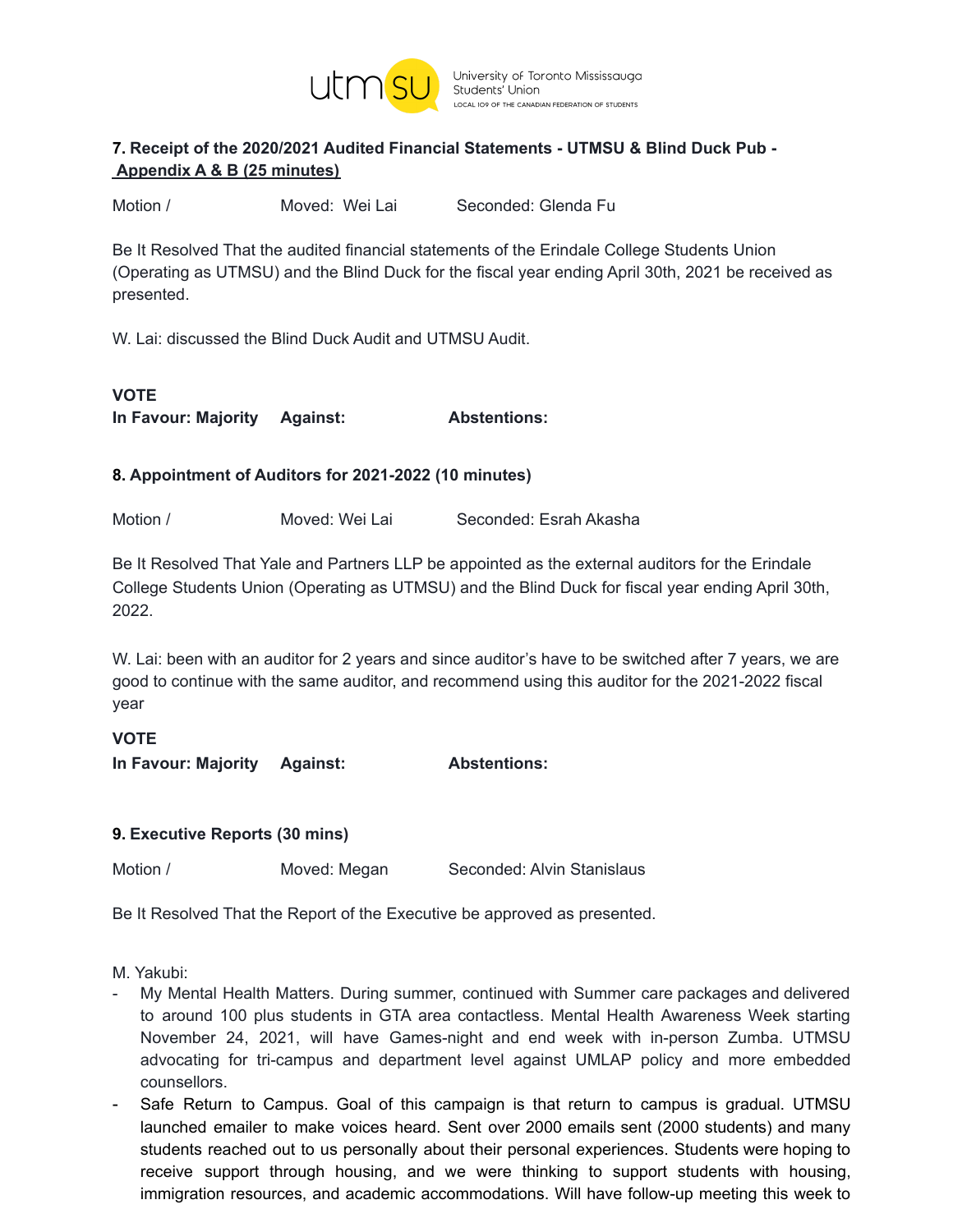**7. Receipt of the 2020/2021 Audited Financial Statements - UTMSU & Blind Duck Pub - Appendix A & B (25 minutes)**

Motion / Moved: Wei Lai Seconded: Glenda Fu

Be It Resolved That the audited financial statements of the Erindale College Students Union (Operating as UTMSU) and the Blind Duck for the fiscal year ending April 30th, 2021 be received as presented.

W. Lai: discussed the Blind Duck Audit and UTMSU Audit.

**VOTE**
**In Favour: Majority Against: Abstentions:**

**8. Appointment of Auditors for 2021-2022 (10 minutes)**

Motion / Moved: Wei Lai Seconded: Esrah Akasha

Be It Resolved That Yale and Partners LLP be appointed as the external auditors for the Erindale College Students Union (Operating as UTMSU) and the Blind Duck for fiscal year ending April 30th, 2022.

W. Lai: been with an auditor for 2 years and since auditor's have to be switched after 7 years, we are good to continue with the same auditor, and recommend using this auditor for the 2021-2022 fiscal year

**VOTE**
**In Favour: Majority Against: Abstentions:**

**9. Executive Reports (30 mins)**

Motion / Moved: Megan Seconded: Alvin Stanislaus

Be It Resolved That the Report of the Executive be approved as presented.

M. Yakubi:

- My Mental Health Matters. During summer, continued with Summer care packages and delivered to around 100 plus students in GTA area contactless. Mental Health Awareness Week starting November 24, 2021, will have Games-night and end week with in-person Zumba. UTMSU advocating for tri-campus and department level against UMLAP policy and more embedded counsellors.
- Safe Return to Campus. Goal of this campaign is that return to campus is gradual. UTMSU launched emailer to make voices heard. Sent over 2000 emails sent (2000 students) and many students reached out to us personally about their personal experiences. Students were hoping to receive support through housing, and we were thinking to support students with housing, immigration resources, and academic accommodations. Will have follow-up meeting this week to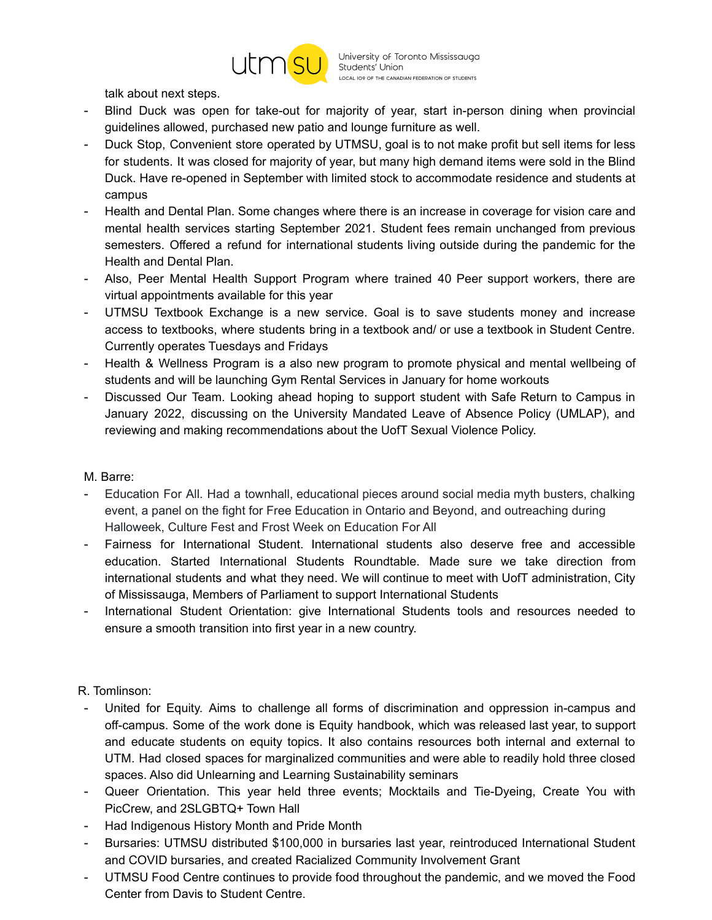talk about next steps.

- Blind Duck was open for take-out for majority of year, start in-person dining when provincial guidelines allowed, purchased new patio and lounge furniture as well.
- Duck Stop, Convenient store operated by UTMSU, goal is to not make profit but sell items for less for students. It was closed for majority of year, but many high demand items were sold in the Blind Duck. Have re-opened in September with limited stock to accommodate residence and students at campus
- Health and Dental Plan. Some changes where there is an increase in coverage for vision care and mental health services starting September 2021. Student fees remain unchanged from previous semesters. Offered a refund for international students living outside during the pandemic for the Health and Dental Plan.
- Also, Peer Mental Health Support Program where trained 40 Peer support workers, there are virtual appointments available for this year
- UTMSU Textbook Exchange is a new service. Goal is to save students money and increase access to textbooks, where students bring in a textbook and/ or use a textbook in Student Centre. Currently operates Tuesdays and Fridays
- Health & Wellness Program is a also new program to promote physical and mental wellbeing of students and will be launching Gym Rental Services in January for home workouts
- Discussed Our Team. Looking ahead hoping to support student with Safe Return to Campus in January 2022, discussing on the University Mandated Leave of Absence Policy (UMLAP), and reviewing and making recommendations about the UofT Sexual Violence Policy.

M. Barre:

- Education For All. Had a townhall, educational pieces around social media myth busters, chalking event, a panel on the fight for Free Education in Ontario and Beyond, and outreaching during Halloweek, Culture Fest and Frost Week on Education For All
- Fairness for International Student. International students also deserve free and accessible education. Started International Students Roundtable. Made sure we take direction from international students and what they need. We will continue to meet with UofT administration, City of Mississauga, Members of Parliament to support International Students
- International Student Orientation: give International Students tools and resources needed to ensure a smooth transition into first year in a new country.

R. Tomlinson:

- United for Equity. Aims to challenge all forms of discrimination and oppression in-campus and off-campus. Some of the work done is Equity handbook, which was released last year, to support and educate students on equity topics. It also contains resources both internal and external to UTM. Had closed spaces for marginalized communities and were able to readily hold three closed spaces. Also did Unlearning and Learning Sustainability seminars
- Queer Orientation. This year held three events; Mocktails and Tie-Dyeing, Create You with PicCrew, and 2SLGBTQ+ Town Hall
- Had Indigenous History Month and Pride Month
- Bursaries: UTMSU distributed $100,000 in bursaries last year, reintroduced International Student and COVID bursaries, and created Racialized Community Involvement Grant
- UTMSU Food Centre continues to provide food throughout the pandemic, and we moved the Food Center from Davis to Student Centre.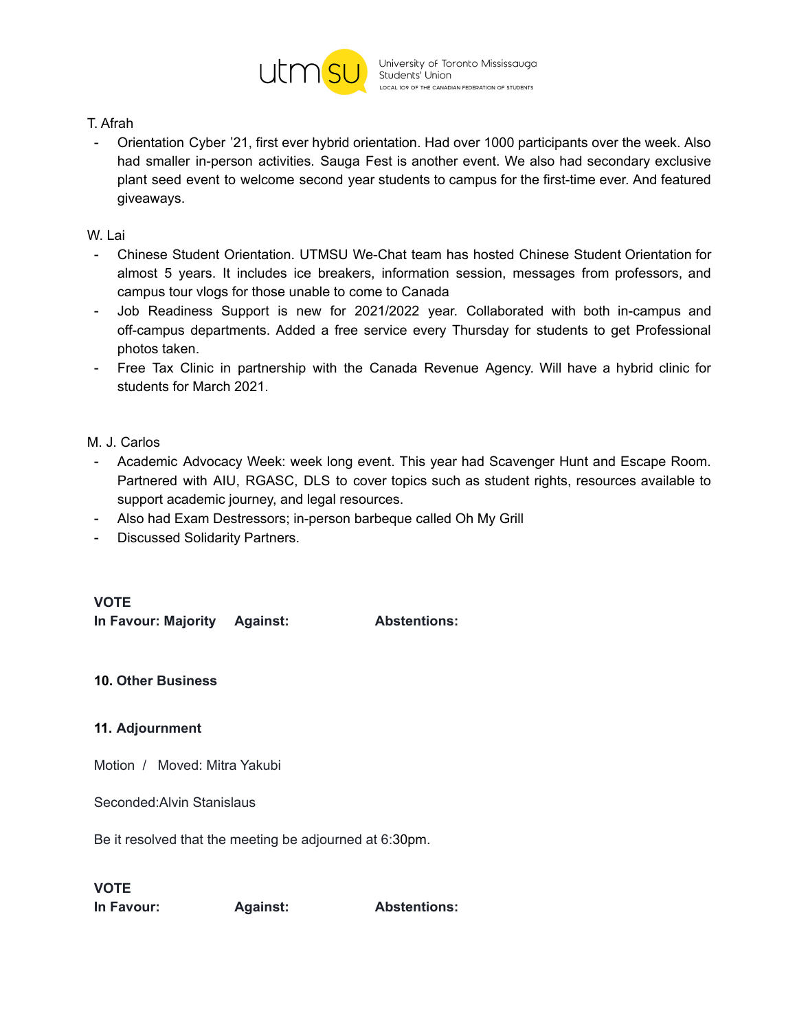T. Afrah

- Orientation Cyber '21, first ever hybrid orientation. Had over 1000 participants over the week. Also had smaller in-person activities. Sauga Fest is another event. We also had secondary exclusive plant seed event to welcome second year students to campus for the first-time ever. And featured giveaways.

W. Lai

- Chinese Student Orientation. UTMSU We-Chat team has hosted Chinese Student Orientation for almost 5 years. It includes ice breakers, information session, messages from professors, and campus tour vlogs for those unable to come to Canada
- Job Readiness Support is new for 2021/2022 year. Collaborated with both in-campus and off-campus departments. Added a free service every Thursday for students to get Professional photos taken.
- Free Tax Clinic in partnership with the Canada Revenue Agency. Will have a hybrid clinic for students for March 2021.

M. J. Carlos

- Academic Advocacy Week: week long event. This year had Scavenger Hunt and Escape Room. Partnered with AIU, RGASC, DLS to cover topics such as student rights, resources available to support academic journey, and legal resources.
- Also had Exam Destressors; in-person barbeque called Oh My Grill
- Discussed Solidarity Partners.

**VOTE**
**In Favour: Majority** **Against:** **Abstentions:**

**10. Other Business**

**11. Adjournment**

Motion / Moved: Mitra Yakubi

Seconded:Alvin Stanislaus

Be it resolved that the meeting be adjourned at 6:30pm.

**VOTE**
**In Favour:** **Against:** **Abstentions:**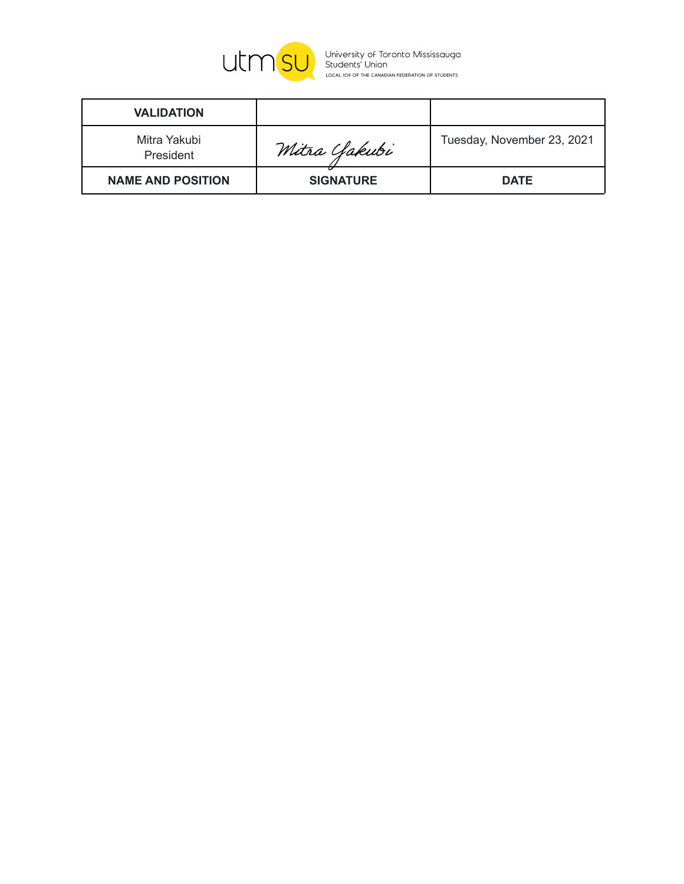| VALIDATION | | |
|---|---|---|
| Mitra Yakubi<br>President | Mitra Yakubi | Tuesday, November 23, 2021 |
| **NAME AND POSITION** | **SIGNATURE** | **DATE** |